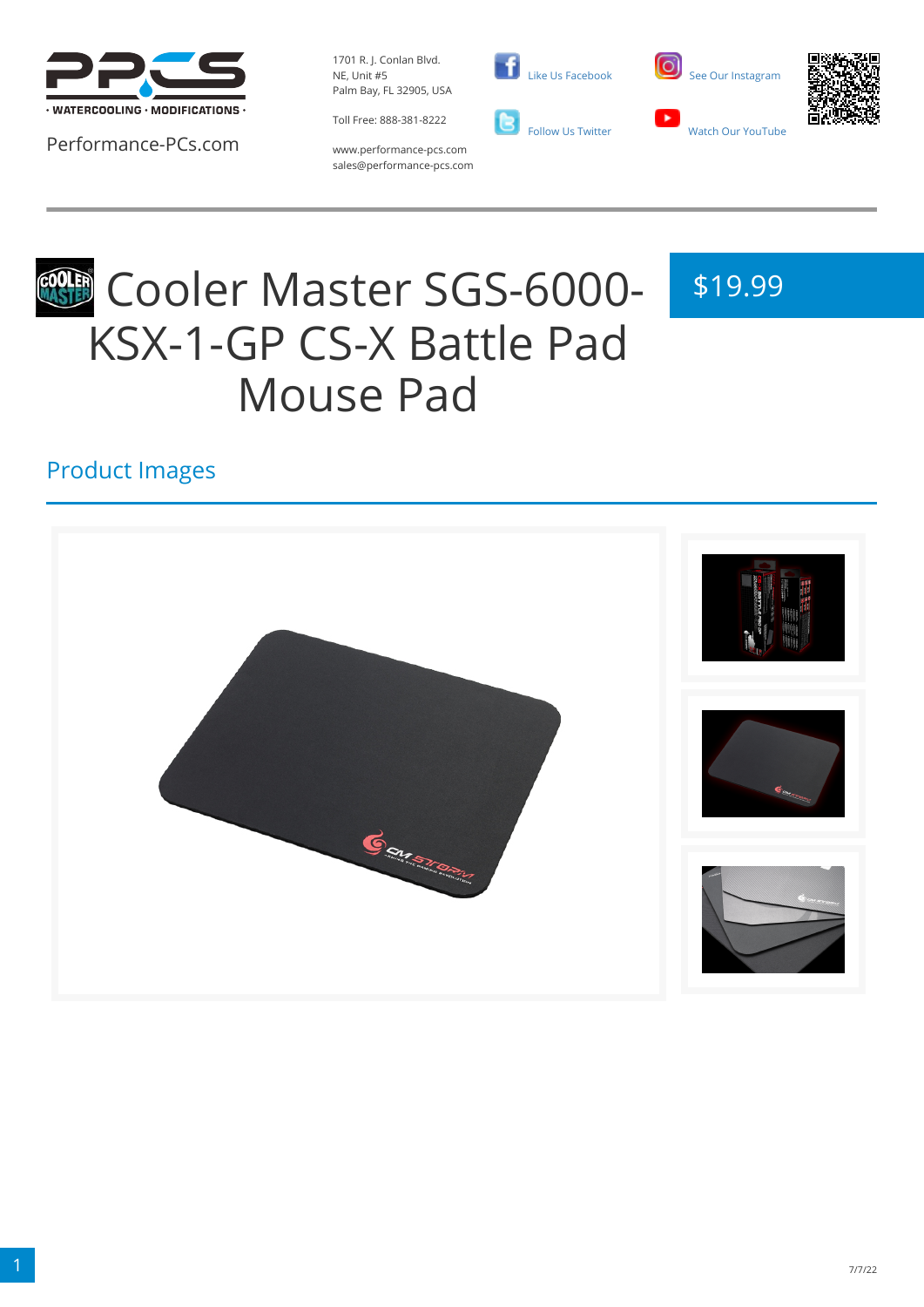Performance-PCs.com

1701 R. J. Conlan Blvd.
NE, Unit #5
Palm Bay, FL 32905, USA

Toll Free: 888-381-8222

www.performance-pcs.com
sales@performance-pcs.com

Like Us Facebook

Follow Us Twitter

See Our Instagram

Watch Our YouTube

# Cooler Master SGS-6000-KSX-1-GP CS-X Battle Pad Mouse Pad

$19.99

## Product Images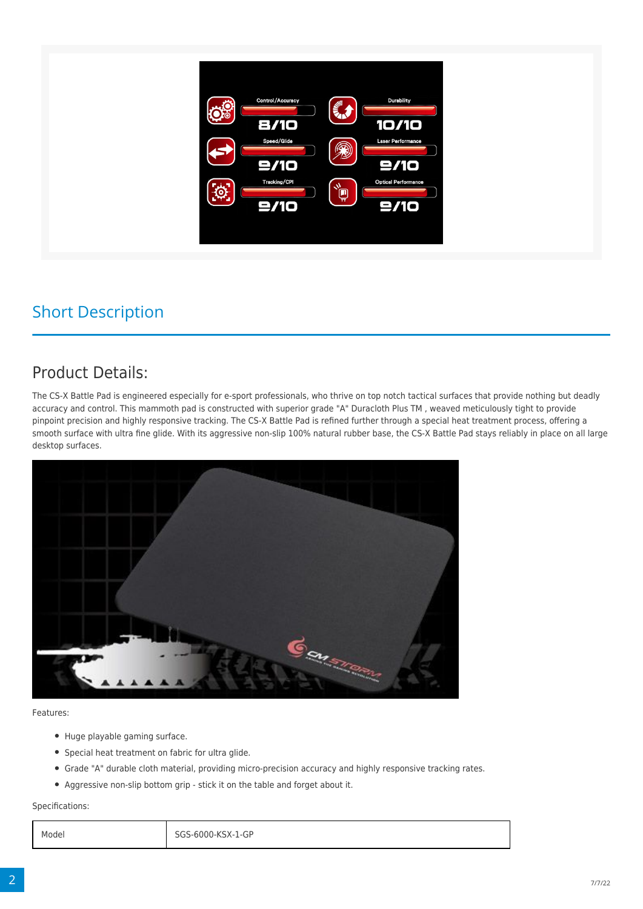Control/Accuracy
8/10
Durability
10/10
Speed/Glide
9/10
Laser Performance
9/10
Tracking/CPI
9/10
Optical Performance
9/10

## Short Description

### Product Details:

The CS-X Battle Pad is engineered especially for e-sport professionals, who thrive on top notch tactical surfaces that provide nothing but deadly accuracy and control. This mammoth pad is constructed with superior grade "A" Duracloth Plus TM , weaved meticulously tight to provide pinpoint precision and highly responsive tracking. The CS-X Battle Pad is refined further through a special heat treatment process, offering a smooth surface with ultra fine glide. With its aggressive non-slip 100% natural rubber base, the CS-X Battle Pad stays reliably in place on all large desktop surfaces.

Features:

- Huge playable gaming surface.
- Special heat treatment on fabric for ultra glide.
- Grade "A" durable cloth material, providing micro-precision accuracy and highly responsive tracking rates.
- Aggressive non-slip bottom grip - stick it on the table and forget about it.

Specifications:

| | |
|---|---|
| Model | SGS-6000-KSX-1-GP |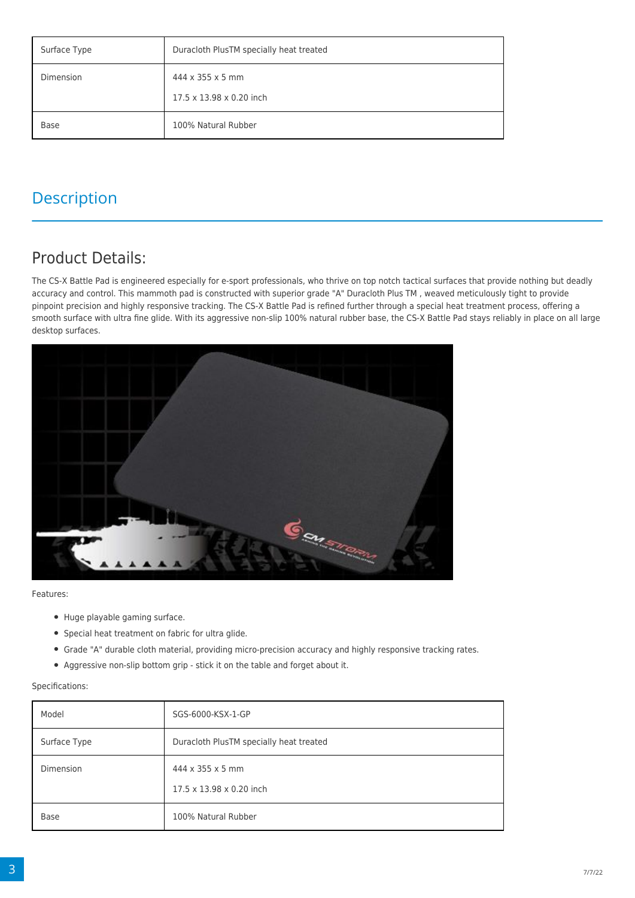| Surface Type | Duracloth PlusTM specially heat treated |
|---|---|
| Dimension | 444 x 355 x 5 mm<br>17.5 x 13.98 x 0.20 inch |
| Base | 100% Natural Rubber |

## Description

### Product Details:

The CS-X Battle Pad is engineered especially for e-sport professionals, who thrive on top notch tactical surfaces that provide nothing but deadly accuracy and control. This mammoth pad is constructed with superior grade "A" Duracloth Plus TM , weaved meticulously tight to provide pinpoint precision and highly responsive tracking. The CS-X Battle Pad is refined further through a special heat treatment process, offering a smooth surface with ultra fine glide. With its aggressive non-slip 100% natural rubber base, the CS-X Battle Pad stays reliably in place on all large desktop surfaces.

Features:

- Huge playable gaming surface.
- Special heat treatment on fabric for ultra glide.
- Grade "A" durable cloth material, providing micro-precision accuracy and highly responsive tracking rates.
- Aggressive non-slip bottom grip - stick it on the table and forget about it.

Specifications:

| Model | SGS-6000-KSX-1-GP |
|---|---|
| Surface Type | Duracloth PlusTM specially heat treated |
| Dimension | 444 x 355 x 5 mm<br>17.5 x 13.98 x 0.20 inch |
| Base | 100% Natural Rubber |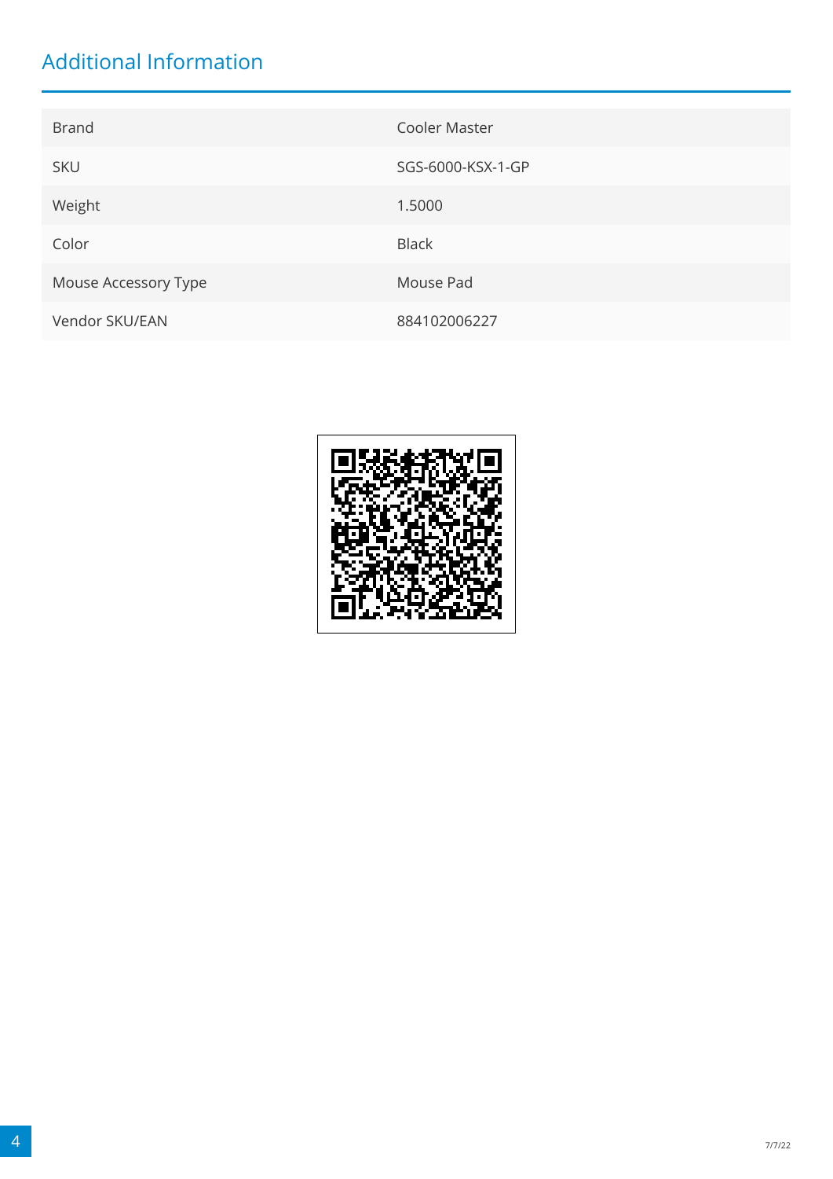## Additional Information

| | |
|---|---|
| Brand | Cooler Master |
| SKU | SGS-6000-KSX-1-GP |
| Weight | 1.5000 |
| Color | Black |
| Mouse Accessory Type | Mouse Pad |
| Vendor SKU/EAN | 884102006227 |